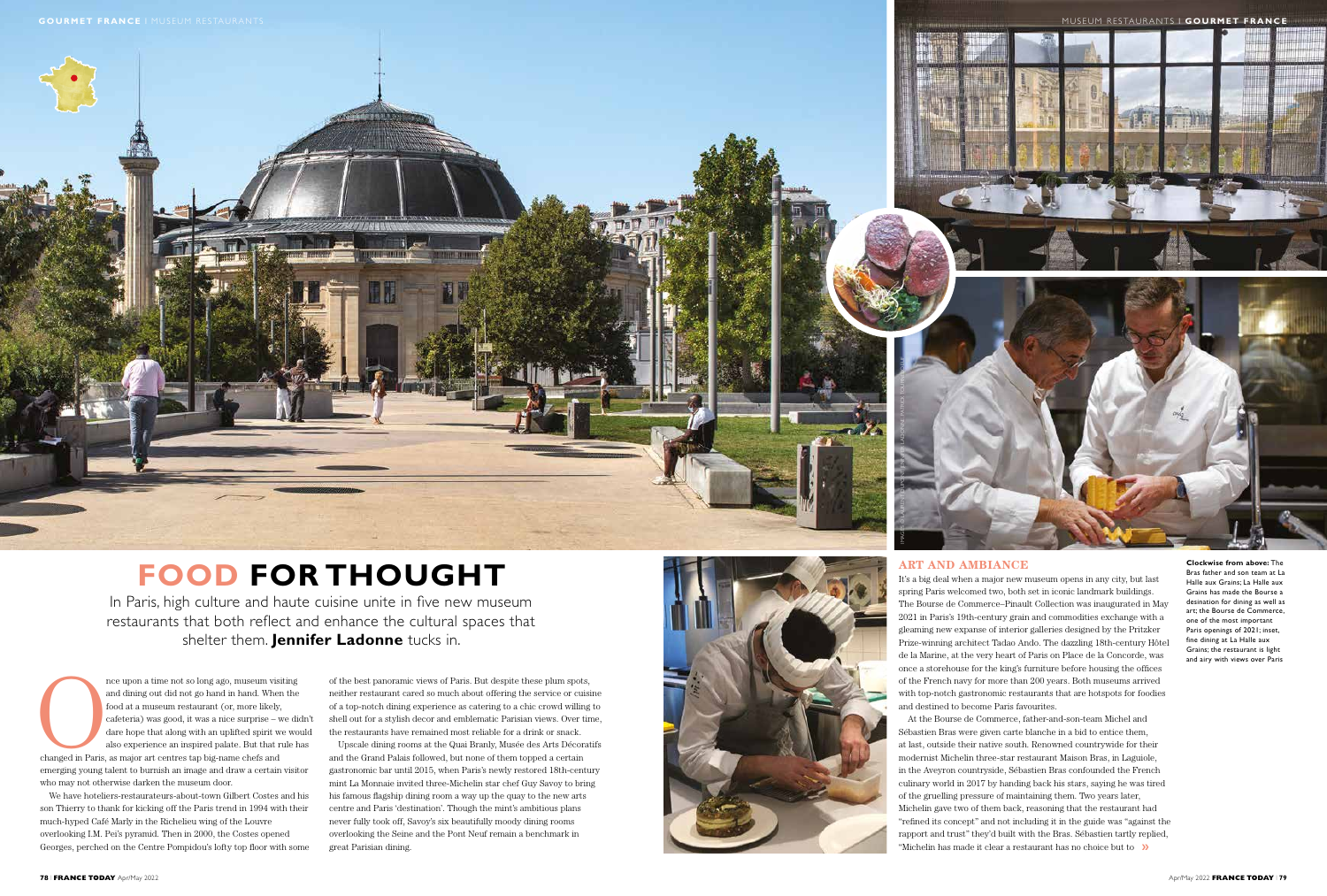# FOOD FOR THOUGHT

In Paris, high culture and haute cuisine unite in five new museum restaurants that both reflect and enhance the cultural spaces that shelter them. **Jennifer Ladonne** tucks in.

Once upon a time not so long ago, museum visiting and dining out did not go hand in hand. When the food at a museum restaurant (or, more likely, cafeteria) was good, it was a nice surprise – we didn't dare hope that along with an uplifted spirit we would also experience an inspired palate. But that rule has changed in Paris, as major art centres tap big-name chefs and emerging young talent to burnish an image and draw a certain visitor who may not otherwise darken the museum door.

We have hoteliers-restaurateurs-about-town Gilbert Costes and his son Thierry to thank for kicking off the Paris trend in 1994 with their much-hyped Café Marly in the Richelieu wing of the Louvre overlooking I.M. Pei's pyramid. Then in 2000, the Costes opened Georges, perched on the Centre Pompidou's lofty top floor with some of the best panoramic views of Paris. But despite these plum spots, neither restaurant cared so much about offering the service or cuisine of a top-notch dining experience as catering to a chic crowd willing to shell out for a stylish decor and emblematic Parisian views. Over time, the restaurants have remained most reliable for a drink or snack.

Upscale dining rooms at the Quai Branly, Musée des Arts Décoratifs and the Grand Palais followed, but none of them topped a certain gastronomic bar until 2015, when Paris's newly restored 18th-century mint La Monnaie invited three-Michelin star chef Guy Savoy to bring his famous flagship dining room a way up the quay to the new arts centre and Paris 'destination'. Though the mint's ambitious plans never fully took off, Savoy's six beautifully moody dining rooms overlooking the Seine and the Pont Neuf remain a benchmark in great Parisian dining.

## ART AND AMBIANCE

It's a big deal when a major new museum opens in any city, but last spring Paris welcomed two, both set in iconic landmark buildings. The Bourse de Commerce–Pinault Collection was inaugurated in May 2021 in Paris's 19th-century grain and commodities exchange with a gleaming new expanse of interior galleries designed by the Pritzker Prize-winning architect Tadao Ando. The dazzling 18th-century Hôtel de la Marine, at the very heart of Paris on Place de la Concorde, was once a storehouse for the king's furniture before housing the offices of the French navy for more than 200 years. Both museums arrived with top-notch gastronomic restaurants that are hotspots for foodies and destined to become Paris favourites.

At the Bourse de Commerce, father-and-son-team Michel and Sébastien Bras were given carte blanche in a bid to entice them, at last, outside their native south. Renowned countrywide for their modernist Michelin three-star restaurant Maison Bras, in Laguiole, in the Aveyron countryside, Sébastien Bras confounded the French culinary world in 2017 by handing back his stars, saying he was tired of the gruelling pressure of maintaining them. Two years later, Michelin gave two of them back, reasoning that the restaurant had "refined its concept" and not including it in the guide was "against the rapport and trust" they'd built with the Bras. Sébastien tartly replied, "Michelin has made it clear a restaurant has no choice but to »

**Clockwise from above:** The Bras father and son team at La Halle aux Grains; La Halle aux Grains has made the Bourse a desination for dining as well as art; the Bourse de Commerce, one of the most important Paris openings of 2021; inset, fine dining at La Halle aux Grains; the restaurant is light and airy with views over Paris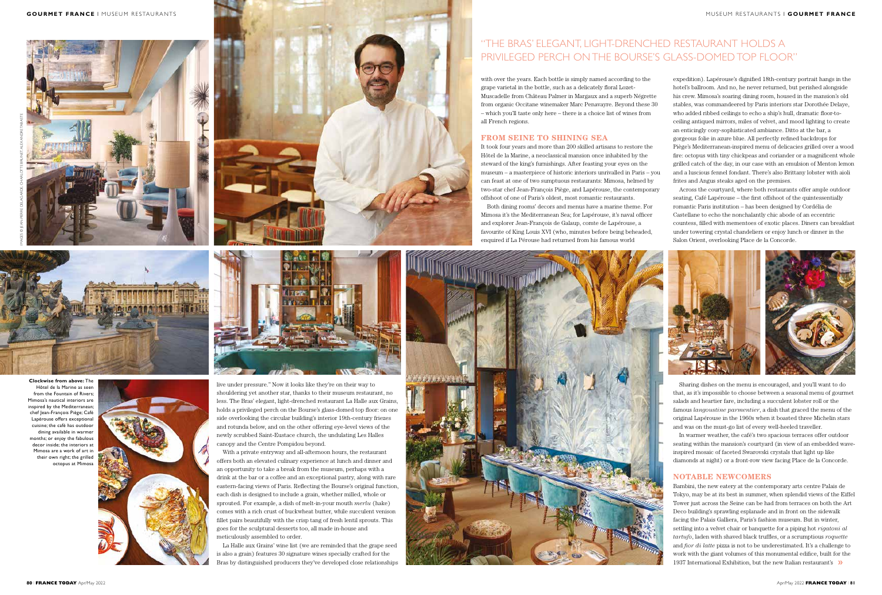"THE BRAS' ELEGANT, LIGHT-DRENCHED RESTAURANT HOLDS A PRIVILEGED PERCH ON THE BOURSE'S GLASS-DOMED TOP FLOOR"

live under pressure." Now it looks like they're on their way to shouldering yet another star, thanks to their museum restaurant, no less. The Bras' elegant, light-drenched restaurant La Halle aux Grains, holds a privileged perch on the Bourse's glass-domed top floor: on one side overlooking the circular building's interior 19th-century friezes and rotunda below, and on the other offering eye-level views of the newly scrubbed Saint-Eustace church, the undulating Les Halles canopy and the Centre Pompidou beyond.

With a private entryway and all-afternoon hours, the restaurant offers both an elevated culinary experience at lunch and dinner and an opportunity to take a break from the museum, perhaps with a drink at the bar or a coffee and an exceptional pastry, along with rare eastern-facing views of Paris. Reflecting the Bourse's original function, each dish is designed to include a grain, whether milled, whole or sprouted. For example, a dish of melt-in-your mouth *merlu* (hake) comes with a rich crust of buckwheat butter, while succulent venison fillet pairs beautifully with the crisp tang of fresh lentil sprouts. This goes for the sculptural desserts too, all made in-house and meticulously assembled to order.

La Halle aux Grains' wine list (we are reminded that the grape seed is also a grain) features 30 signature wines specially crafted for the Bras by distinguished producers they've developed close relationships with over the years. Each bottle is simply named according to the grape varietal in the bottle, such as a delicately floral Lozet-Muscadelle from Château Palmer in Margaux and a superb Négrette from organic Occitane winemaker Marc Penavayre. Beyond these 30 – which you'll taste only here – there is a choice list of wines from all French regions.

## FROM SEINE TO SHINING SEA

It took four years and more than 200 skilled artisans to restore the Hôtel de la Marine, a neoclassical mansion once inhabited by the steward of the king's furnishings. After feasting your eyes on the museum – a masterpiece of historic interiors unrivalled in Paris – you can feast at one of two sumptuous restaurants: Mimosa, helmed by two-star chef Jean-François Piège, and Lapérouse, the contemporary offshoot of one of Paris's oldest, most romantic restaurants.

Both dining rooms' decors and menus have a marine theme. For Mimosa it's the Mediterranean Sea; for Lapérouse, it's naval officer and explorer Jean-François de Galaup, comte de Lapérouse, a favourite of King Louis XVI (who, minutes before being beheaded, enquired if La Pérouse had returned from his famous world expedition). Lapérouse's dignified 18th-century portrait hangs in the hotel's ballroom. And no, he never returned, but perished alongside his crew. Mimosa's soaring dining room, housed in the mansion's old stables, was commandeered by Paris interiors star Dorothée Delaye, who added ribbed ceilings to echo a ship's hull, dramatic floor-to-ceiling antiqued mirrors, miles of velvet, and mood lighting to create an enticingly cosy-sophisticated ambiance. Ditto at the bar, a gorgeous folie in azure blue. All perfectly refined backdrops for Piège's Mediterranean-inspired menu of delicacies grilled over a wood fire: octopus with tiny chickpeas and coriander or a magnificent whole grilled catch of the day, in our case with an emulsion of Menton lemon and a luscious fennel fondant. There's also Brittany lobster with aioli frites and Angus steaks aged on the premises.

Across the courtyard, where both restaurants offer ample outdoor seating, Café Lapérouse – the first offshoot of the quintessentially romantic Paris institution – has been designed by Cordélia de Castellane to echo the nonchalantly chic abode of an eccentric countess, filled with mementoes of exotic places. Diners can breakfast under towering crystal chandeliers or enjoy lunch or dinner in the Salon Orient, overlooking Place de la Concorde.

Sharing dishes on the menu is encouraged, and you'll want to do that, as it's impossible to choose between a seasonal menu of gourmet salads and heartier fare, including a succulent lobster roll or the famous *langoustine parmentier*, a dish that graced the menu of the original Lapérouse in the 1960s when it boasted three Michelin stars and was on the must-go list of every well-heeled traveller.

In warmer weather, the café's two spacious terraces offer outdoor seating within the mansion's courtyard (in view of an embedded wave-inspired mosaic of faceted Swarovski crystals that light up like diamonds at night) or a front-row view facing Place de la Concorde.

## NOTABLE NEWCOMERS

Bambini, the new eatery at the contemporary arts centre Palais de Tokyo, may be at its best in summer, when splendid views of the Eiffel Tower just across the Seine can be had from terraces on both the Art Deco building's sprawling esplanade and in front on the sidewalk facing the Palais Galliera, Paris's fashion museum. But in winter, settling into a velvet chair or banquette for a piping hot *rigatoni al tartufo*, laden with shaved black truffles, or a scrumptious *roquette* and *fior di latte* pizza is not to be underestimated. It's a challenge to work with the giant volumes of this monumental edifice, built for the 1937 International Exhibition, but the new Italian restaurant's »

**Clockwise from above:** The Hôtel de la Marine as seen from the Fountain of Rivers; Mimosa's nautical interiors are inspired by the Mediterranean; chef Jean-François Piège; Café Lapérouse offers exceptional cuisine; the café has outdoor dining available in warmer months; or enjoy the fabulous decor inside; the interiors at Mimosa are a work of art in their own right; the grilled octopus at Mimosa

IMAGES © JEAN-PIERRE DELAGARDE, CHARLOTTE BRUNET, ALEXANDRE TABASTE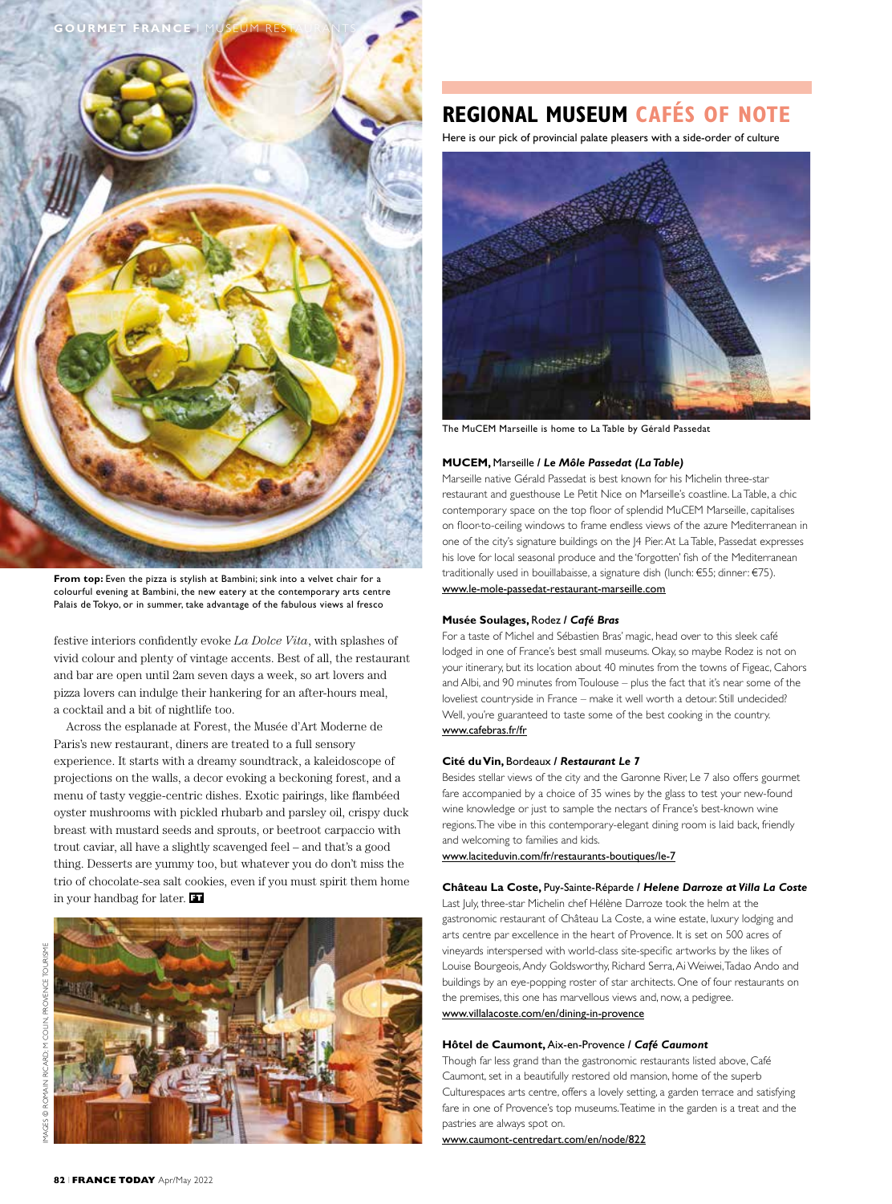From top: Even the pizza is stylish at Bambini; sink into a velvet chair for a colourful evening at Bambini, the new eatery at the contemporary arts centre Palais de Tokyo, or in summer, take advantage of the fabulous views al fresco

festive interiors confidently evoke *La Dolce Vita*, with splashes of vivid colour and plenty of vintage accents. Best of all, the restaurant and bar are open until 2am seven days a week, so art lovers and pizza lovers can indulge their hankering for an after-hours meal, a cocktail and a bit of nightlife too.

Across the esplanade at Forest, the Musée d'Art Moderne de Paris's new restaurant, diners are treated to a full sensory experience. It starts with a dreamy soundtrack, a kaleidoscope of projections on the walls, a decor evoking a beckoning forest, and a menu of tasty veggie-centric dishes. Exotic pairings, like flambéed oyster mushrooms with pickled rhubarb and parsley oil, crispy duck breast with mustard seeds and sprouts, or beetroot carpaccio with trout caviar, all have a slightly scavenged feel – and that's a good thing. Desserts are yummy too, but whatever you do don't miss the trio of chocolate-sea salt cookies, even if you must spirit them home in your handbag for later. FT

IMAGES © ROMAIN RICARD, M COLIN, PROVENCE TOURISME

## REGIONAL MUSEUM CAFÉS OF NOTE

Here is our pick of provincial palate pleasers with a side-order of culture

The MuCEM Marseille is home to La Table by Gérald Passedat

**MUCEM,** Marseille / ***Le Môle Passedat (La Table)***

Marseille native Gérald Passedat is best known for his Michelin three-star restaurant and guesthouse Le Petit Nice on Marseille's coastline. La Table, a chic contemporary space on the top floor of splendid MuCEM Marseille, capitalises on floor-to-ceiling windows to frame endless views of the azure Mediterranean in one of the city's signature buildings on the J4 Pier. At La Table, Passedat expresses his love for local seasonal produce and the 'forgotten' fish of the Mediterranean traditionally used in bouillabaisse, a signature dish (lunch: €55; dinner: €75).
www.le-mole-passedat-restaurant-marseille.com

**Musée Soulages,** Rodez / ***Café Bras***

For a taste of Michel and Sébastien Bras' magic, head over to this sleek café lodged in one of France's best small museums. Okay, so maybe Rodez is not on your itinerary, but its location about 40 minutes from the towns of Figeac, Cahors and Albi, and 90 minutes from Toulouse – plus the fact that it's near some of the loveliest countryside in France – make it well worth a detour. Still undecided? Well, you're guaranteed to taste some of the best cooking in the country.
www.cafebras.fr/fr

**Cité du Vin,** Bordeaux / ***Restaurant Le 7***

Besides stellar views of the city and the Garonne River, Le 7 also offers gourmet fare accompanied by a choice of 35 wines by the glass to test your new-found wine knowledge or just to sample the nectars of France's best-known wine regions. The vibe in this contemporary-elegant dining room is laid back, friendly and welcoming to families and kids.
www.laciteduvin.com/fr/restaurants-boutiques/le-7

**Château La Coste,** Puy-Sainte-Réparde / ***Helene Darroze at Villa La Coste***

Last July, three-star Michelin chef Hélène Darroze took the helm at the gastronomic restaurant of Château La Coste, a wine estate, luxury lodging and arts centre par excellence in the heart of Provence. It is set on 500 acres of vineyards interspersed with world-class site-specific artworks by the likes of Louise Bourgeois, Andy Goldsworthy, Richard Serra, Ai Weiwei, Tadao Ando and buildings by an eye-popping roster of star architects. One of four restaurants on the premises, this one has marvellous views and, now, a pedigree.
www.villalacoste.com/en/dining-in-provence

**Hôtel de Caumont,** Aix-en-Provence / ***Café Caumont***

Though far less grand than the gastronomic restaurants listed above, Café Caumont, set in a beautifully restored old mansion, home of the superb Culturespaces arts centre, offers a lovely setting, a garden terrace and satisfying fare in one of Provence's top museums. Teatime in the garden is a treat and the pastries are always spot on.
www.caumont-centredart.com/en/node/822